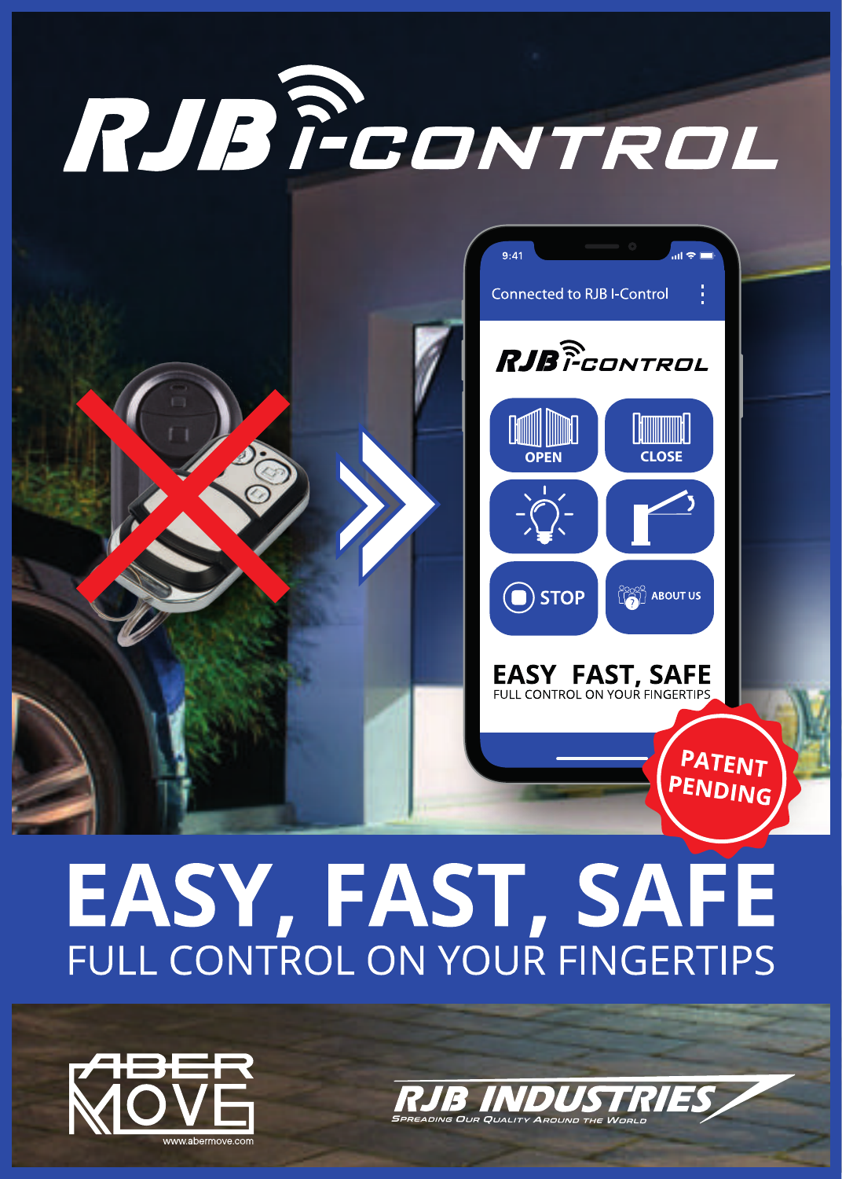# RJB i-CONTROL

Connected to RJB I-Control

RJB i-CONTROL

OPEN

CLOSE

STOP

ABOUT US

EASY FAST, SAFE
FULL CONTROL ON YOUR FINGERTIPS

PATENT PENDING

# EASY, FAST, SAFE

## FULL CONTROL ON YOUR FINGERTIPS

ABER MOVE
www.abermove.com

RJB INDUSTRIES
Spreading Our Quality Around the World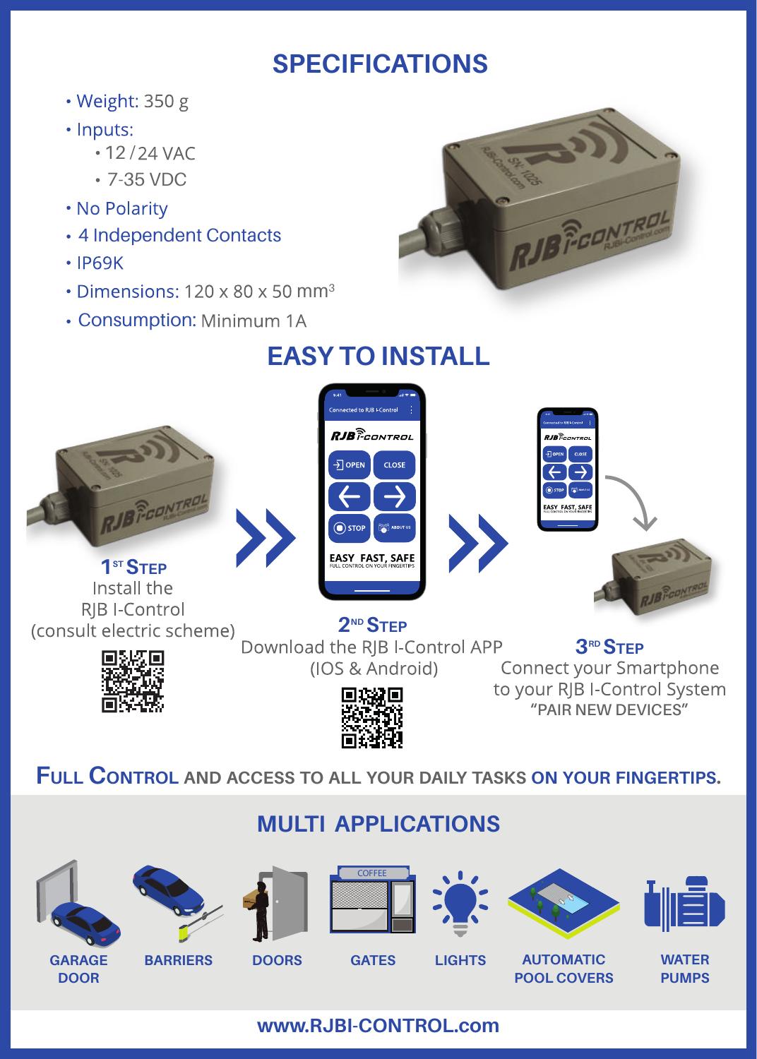## SPECIFICATIONS

- Weight: 350 g
- Inputs:
  - 12 / 24 VAC
  - 7-35 VDC
- No Polarity
- 4 Independent Contacts
- IP69K
- Dimensions: 120 x 80 x 50 mm$^3$
- Consumption: Minimum 1A

## EASY TO INSTALL

**1ST STEP**
Install the RJB I-Control
(consult electric scheme)

**2ND STEP**
Download the RJB I-Control APP
(IOS & Android)

**3RD STEP**
Connect your Smartphone to your RJB I-Control System
"PAIR NEW DEVICES"

**FULL CONTROL AND ACCESS TO ALL YOUR DAILY TASKS ON YOUR FINGERTIPS.**

## MULTI APPLICATIONS

GARAGE DOOR
BARRIERS
DOORS
GATES
LIGHTS
AUTOMATIC POOL COVERS
WATER PUMPS

www.RJBI-CONTROL.com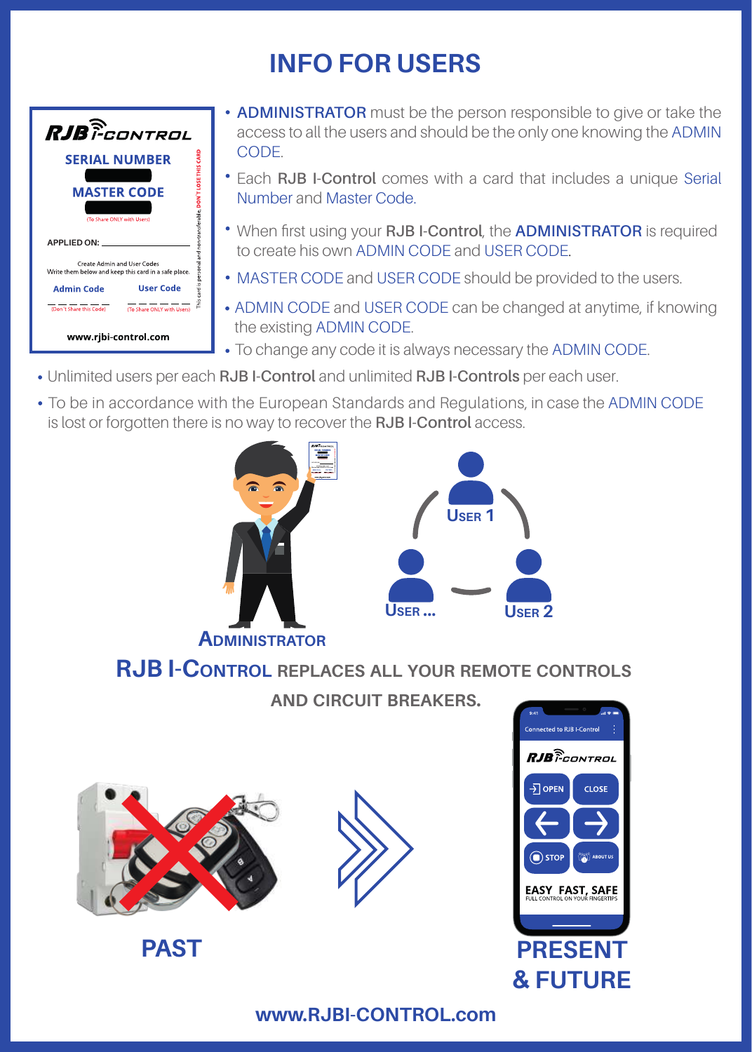# INFO FOR USERS

RJB I-CONTROL

SERIAL NUMBER

MASTER CODE

(To Share ONLY with Users)

APPLIED ON:

Create Admin and User Codes
Write them below and keep this card in a safe place.

Admin Code — (Don't Share this Code)

User Code — (To Share ONLY with Users)

This card is personal and non-transferable, DON'T LOSE THIS CARD

www.rjbi-control.com

- **ADMINISTRATOR** must be the person responsible to give or take the access to all the users and should be the only one knowing the ADMIN CODE.
- Each **RJB I-Control** comes with a card that includes a unique Serial Number and Master Code.
- When first using your **RJB I-Control**, the **ADMINISTRATOR** is required to create his own ADMIN CODE and USER CODE.
- MASTER CODE and USER CODE should be provided to the users.
- ADMIN CODE and USER CODE can be changed at anytime, if knowing the existing ADMIN CODE.
- To change any code it is always necessary the ADMIN CODE.
- Unlimited users per each **RJB I-Control** and unlimited **RJB I-Controls** per each user.
- To be in accordance with the European Standards and Regulations, in case the ADMIN CODE is lost or forgotten there is no way to recover the **RJB I-Control** access.

ADMINISTRATOR

USER 1

USER 2

USER ...

## RJB I-CONTROL REPLACES ALL YOUR REMOTE CONTROLS AND CIRCUIT BREAKERS.

PAST

Connected to RJB I-Control

RJB I-CONTROL

OPEN

CLOSE

STOP

ABOUT US

EASY FAST, SAFE
FULL CONTROL ON YOUR FINGERTIPS

PRESENT & FUTURE

www.RJBI-CONTROL.com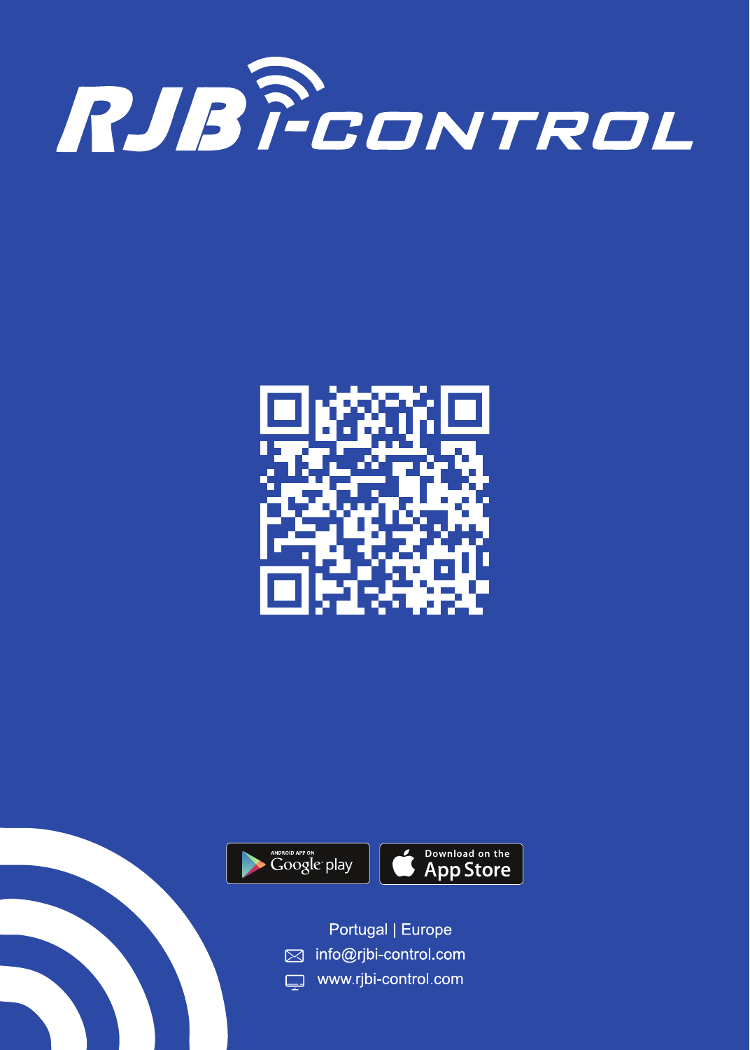# RJBi-CONTROL

ANDROID APP ON Google play

Download on the App Store

Portugal | Europe

info@rjbi-control.com

www.rjbi-control.com